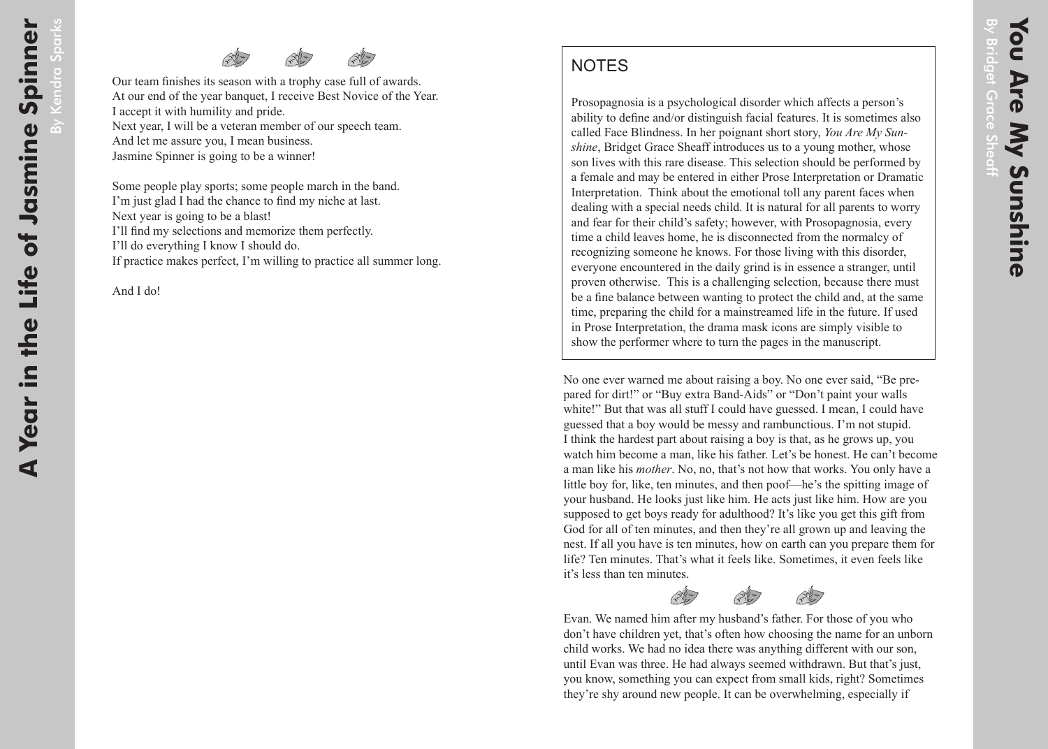Our team finishes its season with a trophy case full of awards.
At our end of the year banquet, I receive Best Novice of the Year.
I accept it with humility and pride.
Next year, I will be a veteran member of our speech team.
And let me assure you, I mean business.
Jasmine Spinner is going to be a winner!

Some people play sports; some people march in the band.
I'm just glad I had the chance to find my niche at last.
Next year is going to be a blast!
I'll find my selections and memorize them perfectly.
I'll do everything I know I should do.
If practice makes perfect, I'm willing to practice all summer long.

And I do!

# You Are My Sunshine

By Bridget Grace Sheaff

## NOTES

Prosopagnosia is a psychological disorder which affects a person's ability to define and/or distinguish facial features. It is sometimes also called Face Blindness. In her poignant short story, *You Are My Sunshine*, Bridget Grace Sheaff introduces us to a young mother, whose son lives with this rare disease. This selection should be performed by a female and may be entered in either Prose Interpretation or Dramatic Interpretation. Think about the emotional toll any parent faces when dealing with a special needs child. It is natural for all parents to worry and fear for their child's safety; however, with Prosopagnosia, every time a child leaves home, he is disconnected from the normalcy of recognizing someone he knows. For those living with this disorder, everyone encountered in the daily grind is in essence a stranger, until proven otherwise. This is a challenging selection, because there must be a fine balance between wanting to protect the child and, at the same time, preparing the child for a mainstreamed life in the future. If used in Prose Interpretation, the drama mask icons are simply visible to show the performer where to turn the pages in the manuscript.

No one ever warned me about raising a boy. No one ever said, "Be prepared for dirt!" or "Buy extra Band-Aids" or "Don't paint your walls white!" But that was all stuff I could have guessed. I mean, I could have guessed that a boy would be messy and rambunctious. I'm not stupid.
I think the hardest part about raising a boy is that, as he grows up, you watch him become a man, like his father. Let's be honest. He can't become a man like his *mother*. No, no, that's not how that works. You only have a little boy for, like, ten minutes, and then poof—he's the spitting image of your husband. He looks just like him. He acts just like him. How are you supposed to get boys ready for adulthood? It's like you get this gift from God for all of ten minutes, and then they're all grown up and leaving the nest. If all you have is ten minutes, how on earth can you prepare them for life? Ten minutes. That's what it feels like. Sometimes, it even feels like it's less than ten minutes.

Evan. We named him after my husband's father. For those of you who don't have children yet, that's often how choosing the name for an unborn child works. We had no idea there was anything different with our son, until Evan was three. He had always seemed withdrawn. But that's just, you know, something you can expect from small kids, right? Sometimes they're shy around new people. It can be overwhelming, especially if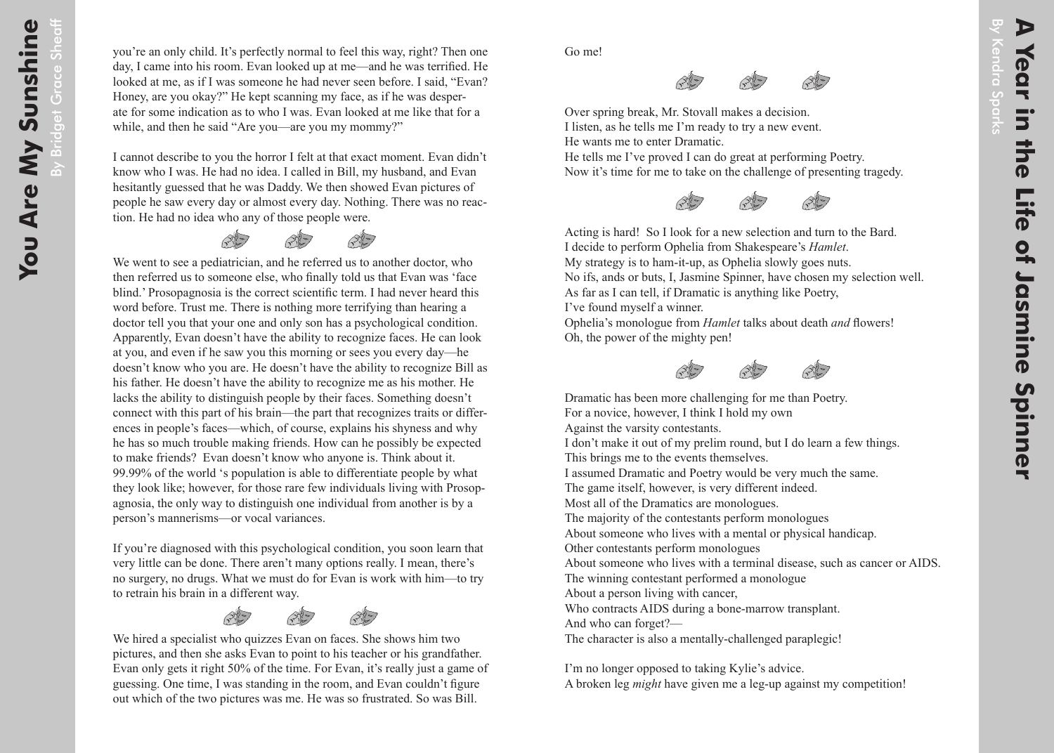you're an only child. It's perfectly normal to feel this way, right? Then one day, I came into his room. Evan looked up at me—and he was terrified. He looked at me, as if I was someone he had never seen before. I said, "Evan? Honey, are you okay?" He kept scanning my face, as if he was desperate for some indication as to who I was. Evan looked at me like that for a while, and then he said "Are you—are you my mommy?"

I cannot describe to you the horror I felt at that exact moment. Evan didn't know who I was. He had no idea. I called in Bill, my husband, and Evan hesitantly guessed that he was Daddy. We then showed Evan pictures of people he saw every day or almost every day. Nothing. There was no reaction. He had no idea who any of those people were.

We went to see a pediatrician, and he referred us to another doctor, who then referred us to someone else, who finally told us that Evan was 'face blind.' Prosopagnosia is the correct scientific term. I had never heard this word before. Trust me. There is nothing more terrifying than hearing a doctor tell you that your one and only son has a psychological condition. Apparently, Evan doesn't have the ability to recognize faces. He can look at you, and even if he saw you this morning or sees you every day—he doesn't know who you are. He doesn't have the ability to recognize Bill as his father. He doesn't have the ability to recognize me as his mother. He lacks the ability to distinguish people by their faces. Something doesn't connect with this part of his brain—the part that recognizes traits or differences in people's faces—which, of course, explains his shyness and why he has so much trouble making friends. How can he possibly be expected to make friends? Evan doesn't know who anyone is. Think about it. 99.99% of the world 's population is able to differentiate people by what they look like; however, for those rare few individuals living with Prosopagnosia, the only way to distinguish one individual from another is by a person's mannerisms—or vocal variances.

If you're diagnosed with this psychological condition, you soon learn that very little can be done. There aren't many options really. I mean, there's no surgery, no drugs. What we must do for Evan is work with him—to try to retrain his brain in a different way.

We hired a specialist who quizzes Evan on faces. She shows him two pictures, and then she asks Evan to point to his teacher or his grandfather. Evan only gets it right 50% of the time. For Evan, it's really just a game of guessing. One time, I was standing in the room, and Evan couldn't figure out which of the two pictures was me. He was so frustrated. So was Bill.

Go me!

Over spring break, Mr. Stovall makes a decision.
I listen, as he tells me I'm ready to try a new event.
He wants me to enter Dramatic.
He tells me I've proved I can do great at performing Poetry.
Now it's time for me to take on the challenge of presenting tragedy.

Acting is hard! So I look for a new selection and turn to the Bard.
I decide to perform Ophelia from Shakespeare's *Hamlet*.
My strategy is to ham-it-up, as Ophelia slowly goes nuts.
No ifs, ands or buts, I, Jasmine Spinner, have chosen my selection well.
As far as I can tell, if Dramatic is anything like Poetry,
I've found myself a winner.
Ophelia's monologue from *Hamlet* talks about death *and* flowers!
Oh, the power of the mighty pen!

Dramatic has been more challenging for me than Poetry.
For a novice, however, I think I hold my own
Against the varsity contestants.
I don't make it out of my prelim round, but I do learn a few things.
This brings me to the events themselves.
I assumed Dramatic and Poetry would be very much the same.
The game itself, however, is very different indeed.
Most all of the Dramatics are monologues.
The majority of the contestants perform monologues
About someone who lives with a mental or physical handicap.
Other contestants perform monologues
About someone who lives with a terminal disease, such as cancer or AIDS.
The winning contestant performed a monologue
About a person living with cancer,
Who contracts AIDS during a bone-marrow transplant.
And who can forget?—
The character is also a mentally-challenged paraplegic!

I'm no longer opposed to taking Kylie's advice.
A broken leg *might* have given me a leg-up against my competition!